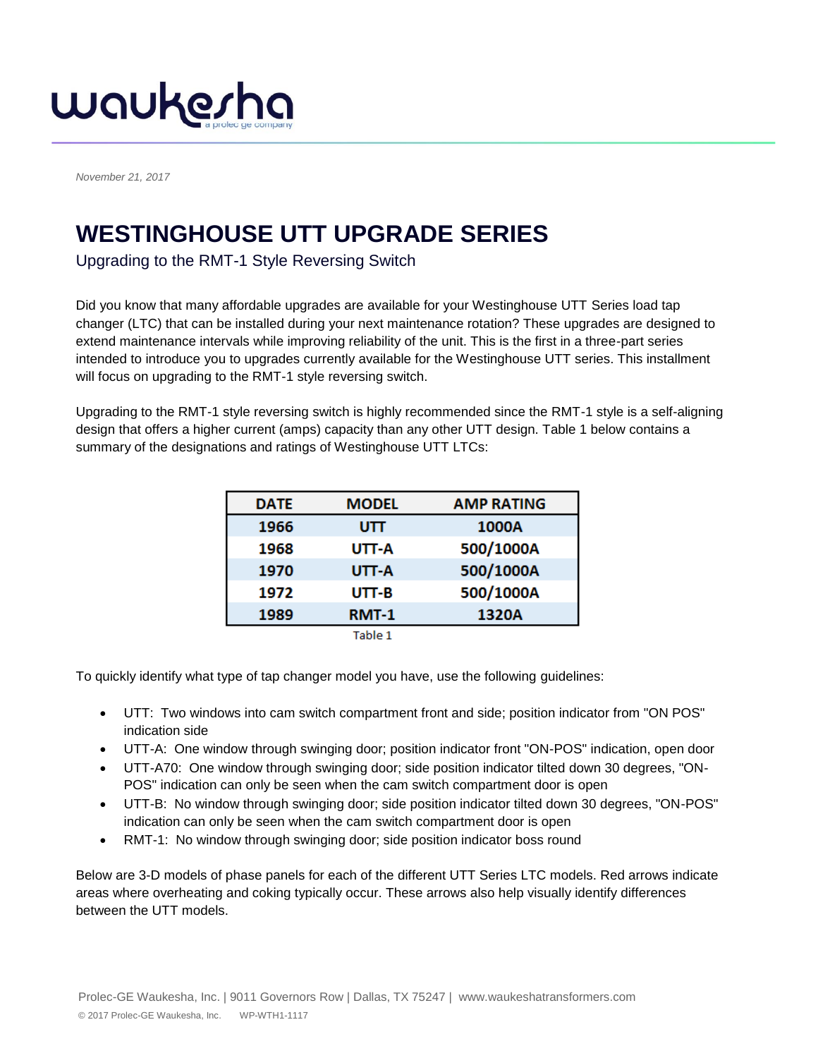waukesha
a prolec ge company

*November 21, 2017*

# WESTINGHOUSE UTT UPGRADE SERIES

Upgrading to the RMT-1 Style Reversing Switch

Did you know that many affordable upgrades are available for your Westinghouse UTT Series load tap changer (LTC) that can be installed during your next maintenance rotation? These upgrades are designed to extend maintenance intervals while improving reliability of the unit. This is the first in a three-part series intended to introduce you to upgrades currently available for the Westinghouse UTT series. This installment will focus on upgrading to the RMT-1 style reversing switch.

Upgrading to the RMT-1 style reversing switch is highly recommended since the RMT-1 style is a self-aligning design that offers a higher current (amps) capacity than any other UTT design. Table 1 below contains a summary of the designations and ratings of Westinghouse UTT LTCs:

| DATE | MODEL | AMP RATING |
|---|---|---|
| 1966 | UTT | 1000A |
| 1968 | UTT-A | 500/1000A |
| 1970 | UTT-A | 500/1000A |
| 1972 | UTT-B | 500/1000A |
| 1989 | RMT-1 | 1320A |

Table 1

To quickly identify what type of tap changer model you have, use the following guidelines:

- UTT: Two windows into cam switch compartment front and side; position indicator from "ON POS" indication side
- UTT-A: One window through swinging door; position indicator front "ON-POS" indication, open door
- UTT-A70: One window through swinging door; side position indicator tilted down 30 degrees, "ON-POS" indication can only be seen when the cam switch compartment door is open
- UTT-B: No window through swinging door; side position indicator tilted down 30 degrees, "ON-POS" indication can only be seen when the cam switch compartment door is open
- RMT-1: No window through swinging door; side position indicator boss round

Below are 3-D models of phase panels for each of the different UTT Series LTC models. Red arrows indicate areas where overheating and coking typically occur. These arrows also help visually identify differences between the UTT models.

Prolec-GE Waukesha, Inc. | 9011 Governors Row | Dallas, TX 75247 | www.waukeshatransformers.com

© 2017 Prolec-GE Waukesha, Inc. WP-WTH1-1117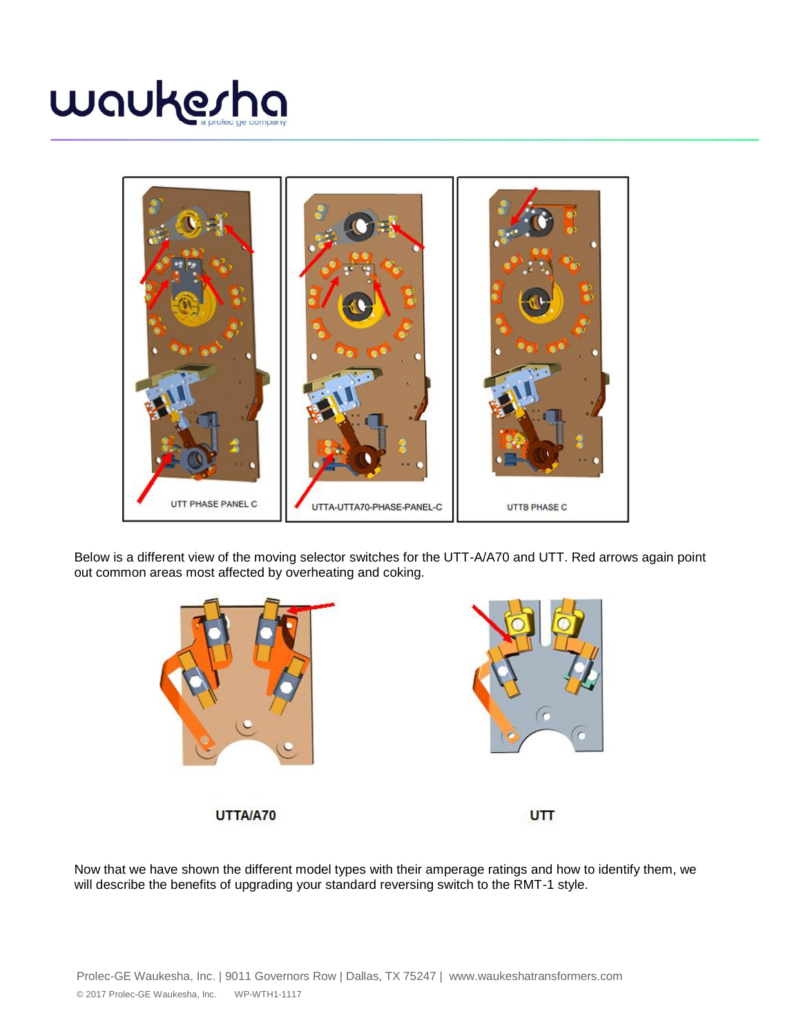UTT PHASE PANEL C

UTTA-UTTA70-PHASE-PANEL-C

UTTB PHASE C

Below is a different view of the moving selector switches for the UTT-A/A70 and UTT. Red arrows again point out common areas most affected by overheating and coking.

UTTA/A70

UTT

Now that we have shown the different model types with their amperage ratings and how to identify them, we will describe the benefits of upgrading your standard reversing switch to the RMT-1 style.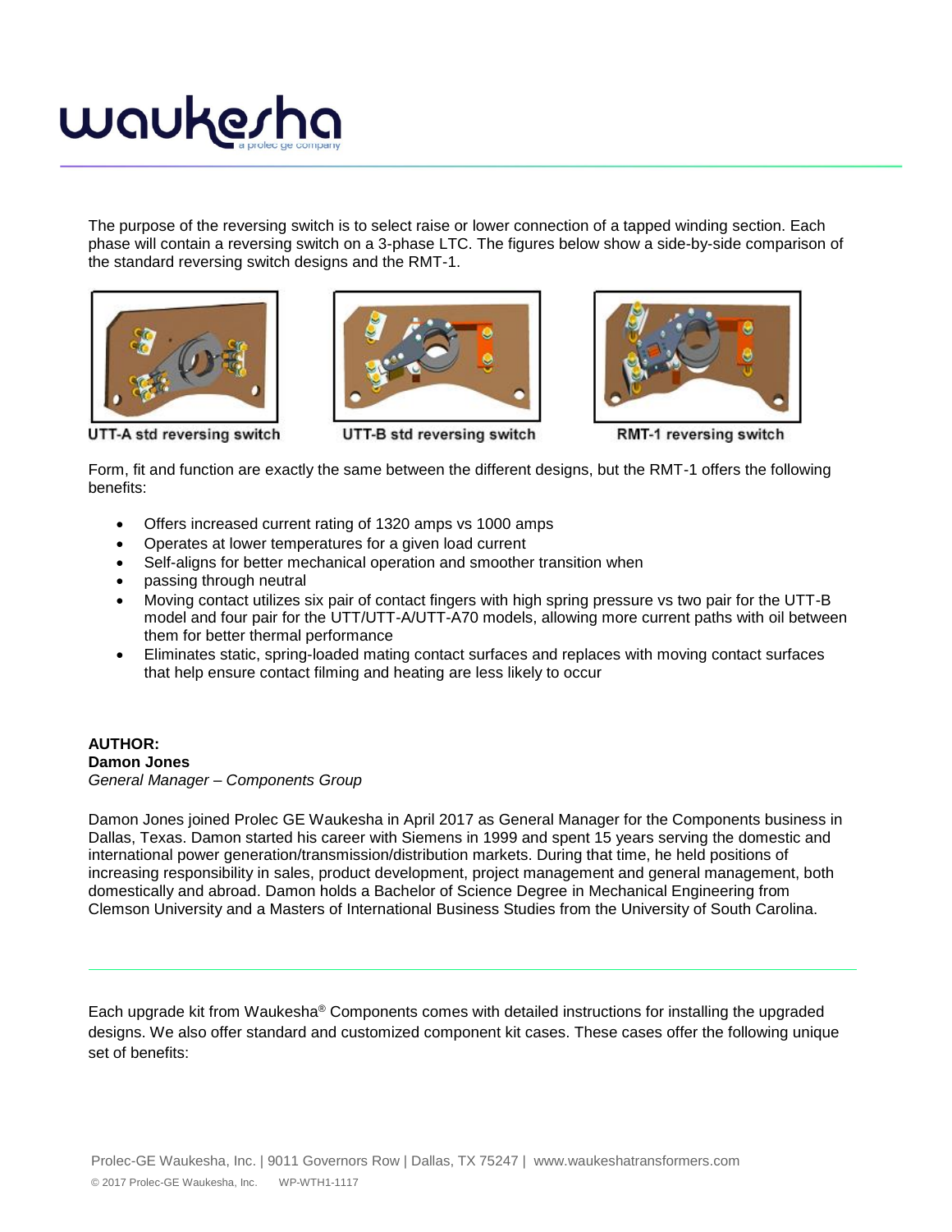The purpose of the reversing switch is to select raise or lower connection of a tapped winding section. Each phase will contain a reversing switch on a 3-phase LTC. The figures below show a side-by-side comparison of the standard reversing switch designs and the RMT-1.

UTT-A std reversing switch

UTT-B std reversing switch

RMT-1 reversing switch

Form, fit and function are exactly the same between the different designs, but the RMT-1 offers the following benefits:

- Offers increased current rating of 1320 amps vs 1000 amps
- Operates at lower temperatures for a given load current
- Self-aligns for better mechanical operation and smoother transition when
- passing through neutral
- Moving contact utilizes six pair of contact fingers with high spring pressure vs two pair for the UTT-B model and four pair for the UTT/UTT-A/UTT-A70 models, allowing more current paths with oil between them for better thermal performance
- Eliminates static, spring-loaded mating contact surfaces and replaces with moving contact surfaces that help ensure contact filming and heating are less likely to occur

**AUTHOR:**
**Damon Jones**
*General Manager – Components Group*

Damon Jones joined Prolec GE Waukesha in April 2017 as General Manager for the Components business in Dallas, Texas. Damon started his career with Siemens in 1999 and spent 15 years serving the domestic and international power generation/transmission/distribution markets. During that time, he held positions of increasing responsibility in sales, product development, project management and general management, both domestically and abroad. Damon holds a Bachelor of Science Degree in Mechanical Engineering from Clemson University and a Masters of International Business Studies from the University of South Carolina.

---

Each upgrade kit from Waukesha® Components comes with detailed instructions for installing the upgraded designs. We also offer standard and customized component kit cases. These cases offer the following unique set of benefits: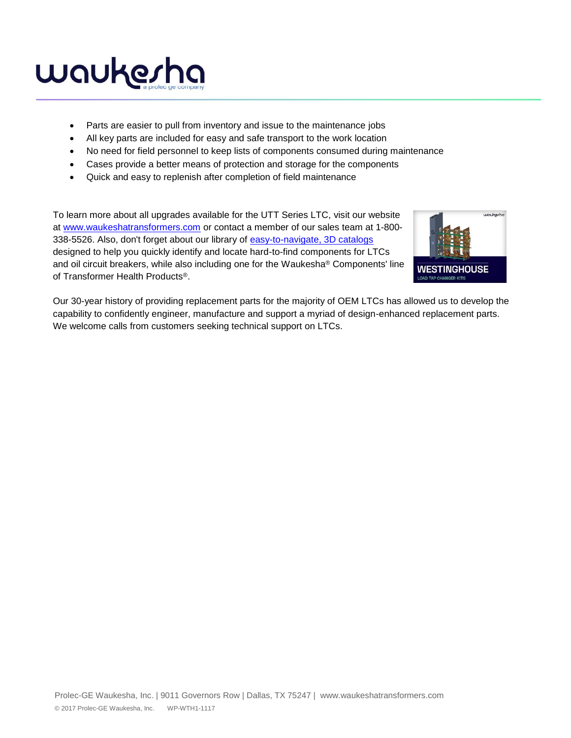- Parts are easier to pull from inventory and issue to the maintenance jobs
- All key parts are included for easy and safe transport to the work location
- No need for field personnel to keep lists of components consumed during maintenance
- Cases provide a better means of protection and storage for the components
- Quick and easy to replenish after completion of field maintenance

To learn more about all upgrades available for the UTT Series LTC, visit our website at [www.waukeshatransformers.com](http://www.waukeshatransformers.com) or contact a member of our sales team at 1-800-338-5526. Also, don't forget about our library of [easy-to-navigate, 3D catalogs](#) designed to help you quickly identify and locate hard-to-find components for LTCs and oil circuit breakers, while also including one for the Waukesha® Components' line of Transformer Health Products®.

Our 30-year history of providing replacement parts for the majority of OEM LTCs has allowed us to develop the capability to confidently engineer, manufacture and support a myriad of design-enhanced replacement parts. We welcome calls from customers seeking technical support on LTCs.

Prolec-GE Waukesha, Inc. | 9011 Governors Row | Dallas, TX 75247 | www.waukeshatransformers.com

© 2017 Prolec-GE Waukesha, Inc. WP-WTH1-1117